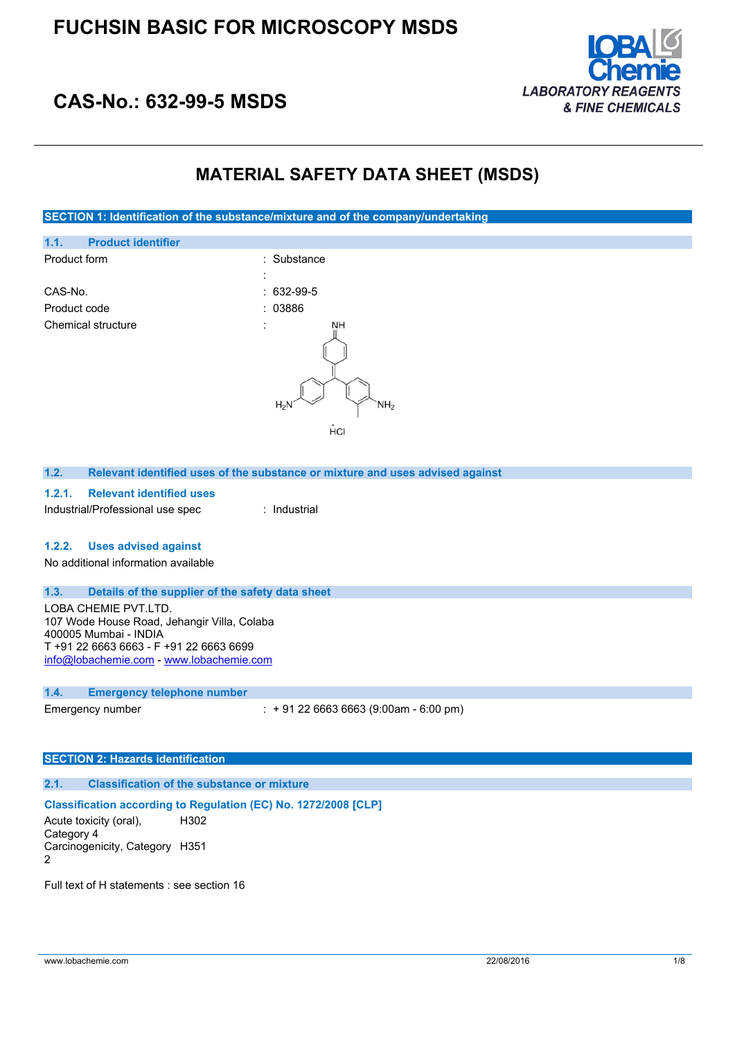# FUCHSIN BASIC FOR MICROSCOPY MSDS

## CAS-No.: 632-99-5 MSDS

LOBA Chemie
*LABORATORY REAGENTS & FINE CHEMICALS*

# MATERIAL SAFETY DATA SHEET (MSDS)

## SECTION 1: Identification of the substance/mixture and of the company/undertaking

### 1.1. Product identifier

| | |
|---|---|
| Product form | : Substance |
| | : |
| CAS-No. | : 632-99-5 |
| Product code | : 03886 |
| Chemical structure | : |

### 1.2. Relevant identified uses of the substance or mixture and uses advised against

#### 1.2.1. Relevant identified uses

| | |
|---|---|
| Industrial/Professional use spec | : Industrial |

#### 1.2.2. Uses advised against

No additional information available

### 1.3. Details of the supplier of the safety data sheet

LOBA CHEMIE PVT.LTD.
107 Wode House Road, Jehangir Villa, Colaba
400005 Mumbai - INDIA
T +91 22 6663 6663 - F +91 22 6663 6699
info@lobachemie.com - www.lobachemie.com

### 1.4. Emergency telephone number

| | |
|---|---|
| Emergency number | : + 91 22 6663 6663 (9:00am - 6:00 pm) |

## SECTION 2: Hazards identification

### 2.1. Classification of the substance or mixture

**Classification according to Regulation (EC) No. 1272/2008 [CLP]**

| | |
|---|---|
| Acute toxicity (oral), Category 4 | H302 |
| Carcinogenicity, Category 2 | H351 |

Full text of H statements : see section 16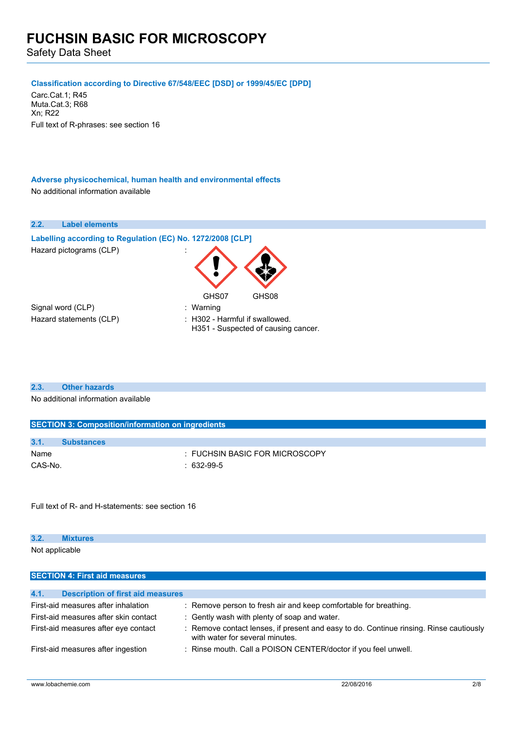### Classification according to Directive 67/548/EEC [DSD] or 1999/45/EC [DPD]

Carc.Cat.1; R45
Muta.Cat.3; R68
Xn; R22
Full text of R-phrases: see section 16

### Adverse physicochemical, human health and environmental effects

No additional information available

## 2.2. Label elements

### Labelling according to Regulation (EC) No. 1272/2008 [CLP]

| | |
|---|---|
| Hazard pictograms (CLP) | : GHS07 GHS08 |
| Signal word (CLP) | : Warning |
| Hazard statements (CLP) | : H302 - Harmful if swallowed.<br>H351 - Suspected of causing cancer. |

## 2.3. Other hazards

No additional information available

# SECTION 3: Composition/information on ingredients

## 3.1. Substances

| | |
|---|---|
| Name | : FUCHSIN BASIC FOR MICROSCOPY |
| CAS-No. | : 632-99-5 |

Full text of R- and H-statements: see section 16

## 3.2. Mixtures

Not applicable

# SECTION 4: First aid measures

## 4.1. Description of first aid measures

| | |
|---|---|
| First-aid measures after inhalation | : Remove person to fresh air and keep comfortable for breathing. |
| First-aid measures after skin contact | : Gently wash with plenty of soap and water. |
| First-aid measures after eye contact | : Remove contact lenses, if present and easy to do. Continue rinsing. Rinse cautiously with water for several minutes. |
| First-aid measures after ingestion | : Rinse mouth. Call a POISON CENTER/doctor if you feel unwell. |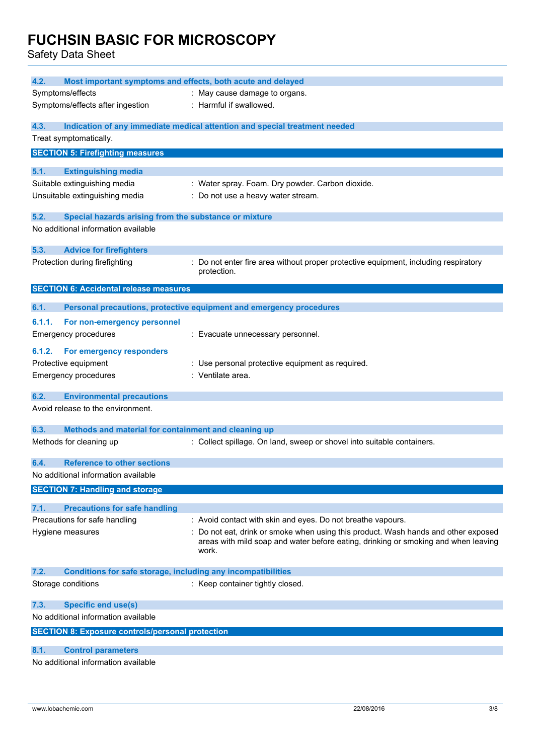### 4.2. Most important symptoms and effects, both acute and delayed

| | |
|---|---|
| Symptoms/effects | : May cause damage to organs. |
| Symptoms/effects after ingestion | : Harmful if swallowed. |

### 4.3. Indication of any immediate medical attention and special treatment needed

Treat symptomatically.

## SECTION 5: Firefighting measures

### 5.1. Extinguishing media

| | |
|---|---|
| Suitable extinguishing media | : Water spray. Foam. Dry powder. Carbon dioxide. |
| Unsuitable extinguishing media | : Do not use a heavy water stream. |

### 5.2. Special hazards arising from the substance or mixture

No additional information available

### 5.3. Advice for firefighters

| | |
|---|---|
| Protection during firefighting | : Do not enter fire area without proper protective equipment, including respiratory protection. |

## SECTION 6: Accidental release measures

### 6.1. Personal precautions, protective equipment and emergency procedures

#### 6.1.1. For non-emergency personnel

| | |
|---|---|
| Emergency procedures | : Evacuate unnecessary personnel. |

#### 6.1.2. For emergency responders

| | |
|---|---|
| Protective equipment | : Use personal protective equipment as required. |
| Emergency procedures | : Ventilate area. |

### 6.2. Environmental precautions

Avoid release to the environment.

### 6.3. Methods and material for containment and cleaning up

| | |
|---|---|
| Methods for cleaning up | : Collect spillage. On land, sweep or shovel into suitable containers. |

### 6.4. Reference to other sections

No additional information available

## SECTION 7: Handling and storage

### 7.1. Precautions for safe handling

| | |
|---|---|
| Precautions for safe handling | : Avoid contact with skin and eyes. Do not breathe vapours. |
| Hygiene measures | : Do not eat, drink or smoke when using this product. Wash hands and other exposed areas with mild soap and water before eating, drinking or smoking and when leaving work. |

### 7.2. Conditions for safe storage, including any incompatibilities

| | |
|---|---|
| Storage conditions | : Keep container tightly closed. |

### 7.3. Specific end use(s)

No additional information available

## SECTION 8: Exposure controls/personal protection

### 8.1. Control parameters

No additional information available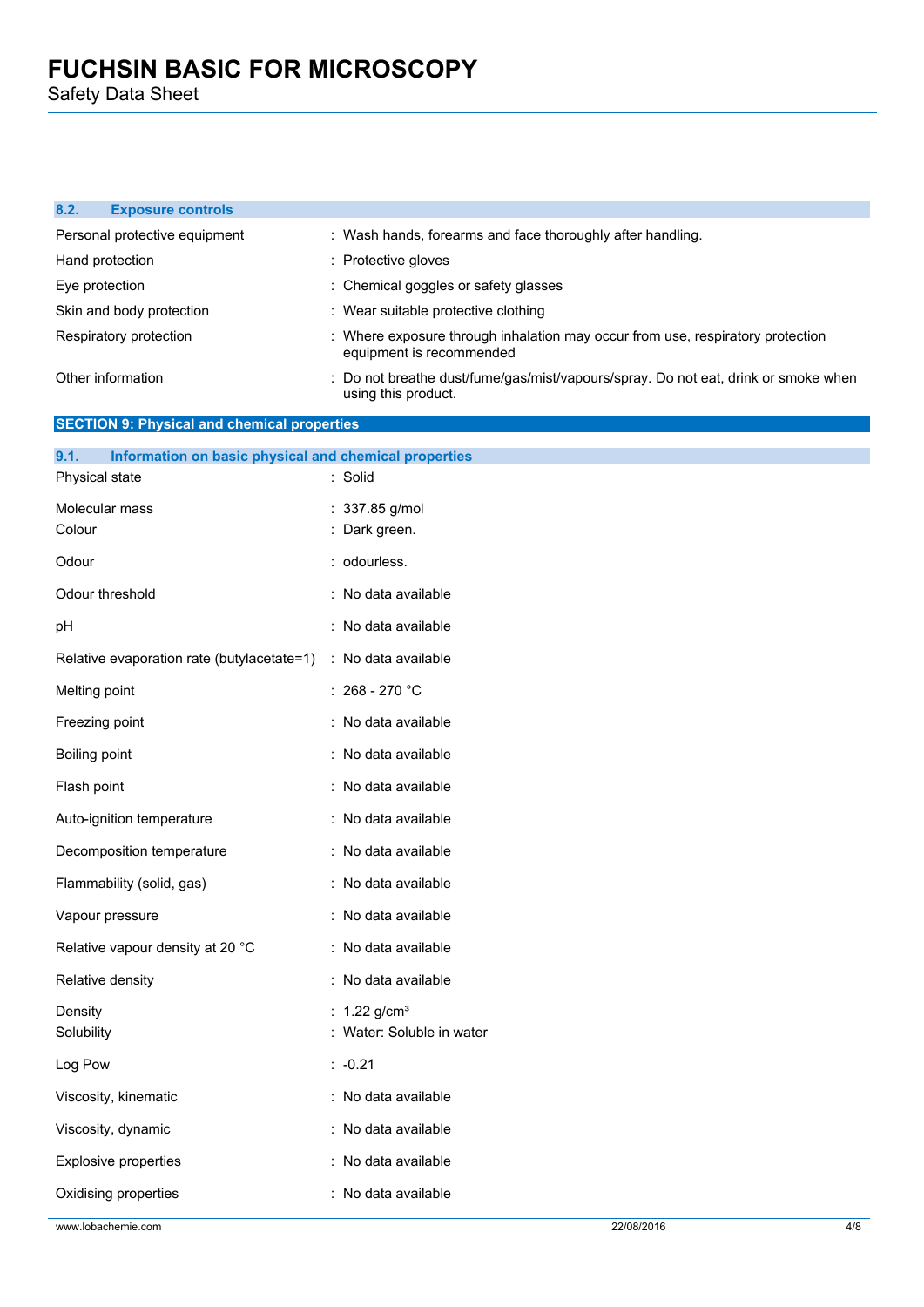### 8.2. Exposure controls

| | |
|---|---|
| Personal protective equipment | : Wash hands, forearms and face thoroughly after handling. |
| Hand protection | : Protective gloves |
| Eye protection | : Chemical goggles or safety glasses |
| Skin and body protection | : Wear suitable protective clothing |
| Respiratory protection | : Where exposure through inhalation may occur from use, respiratory protection equipment is recommended |
| Other information | : Do not breathe dust/fume/gas/mist/vapours/spray. Do not eat, drink or smoke when using this product. |

## SECTION 9: Physical and chemical properties

### 9.1. Information on basic physical and chemical properties

| | |
|---|---|
| Physical state | : Solid |
| Molecular mass | : 337.85 g/mol |
| Colour | : Dark green. |
| Odour | : odourless. |
| Odour threshold | : No data available |
| pH | : No data available |
| Relative evaporation rate (butylacetate=1) | : No data available |
| Melting point | : 268 - 270 °C |
| Freezing point | : No data available |
| Boiling point | : No data available |
| Flash point | : No data available |
| Auto-ignition temperature | : No data available |
| Decomposition temperature | : No data available |
| Flammability (solid, gas) | : No data available |
| Vapour pressure | : No data available |
| Relative vapour density at 20 °C | : No data available |
| Relative density | : No data available |
| Density | : 1.22 g/cm³ |
| Solubility | : Water: Soluble in water |
| Log Pow | : -0.21 |
| Viscosity, kinematic | : No data available |
| Viscosity, dynamic | : No data available |
| Explosive properties | : No data available |
| Oxidising properties | : No data available |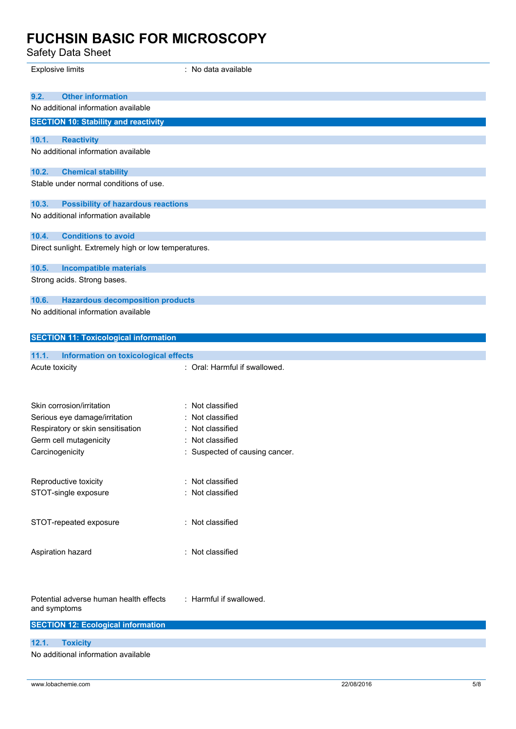| | |
|---|---|
| Explosive limits | : No data available |

### 9.2. Other information

No additional information available

## SECTION 10: Stability and reactivity

### 10.1. Reactivity

No additional information available

### 10.2. Chemical stability

Stable under normal conditions of use.

### 10.3. Possibility of hazardous reactions

No additional information available

### 10.4. Conditions to avoid

Direct sunlight. Extremely high or low temperatures.

### 10.5. Incompatible materials

Strong acids. Strong bases.

### 10.6. Hazardous decomposition products

No additional information available

## SECTION 11: Toxicological information

### 11.1. Information on toxicological effects

| | |
|---|---|
| Acute toxicity | : Oral: Harmful if swallowed. |
| Skin corrosion/irritation | : Not classified |
| Serious eye damage/irritation | : Not classified |
| Respiratory or skin sensitisation | : Not classified |
| Germ cell mutagenicity | : Not classified |
| Carcinogenicity | : Suspected of causing cancer. |
| Reproductive toxicity | : Not classified |
| STOT-single exposure | : Not classified |
| STOT-repeated exposure | : Not classified |
| Aspiration hazard | : Not classified |
| Potential adverse human health effects and symptoms | : Harmful if swallowed. |

## SECTION 12: Ecological information

### 12.1. Toxicity

No additional information available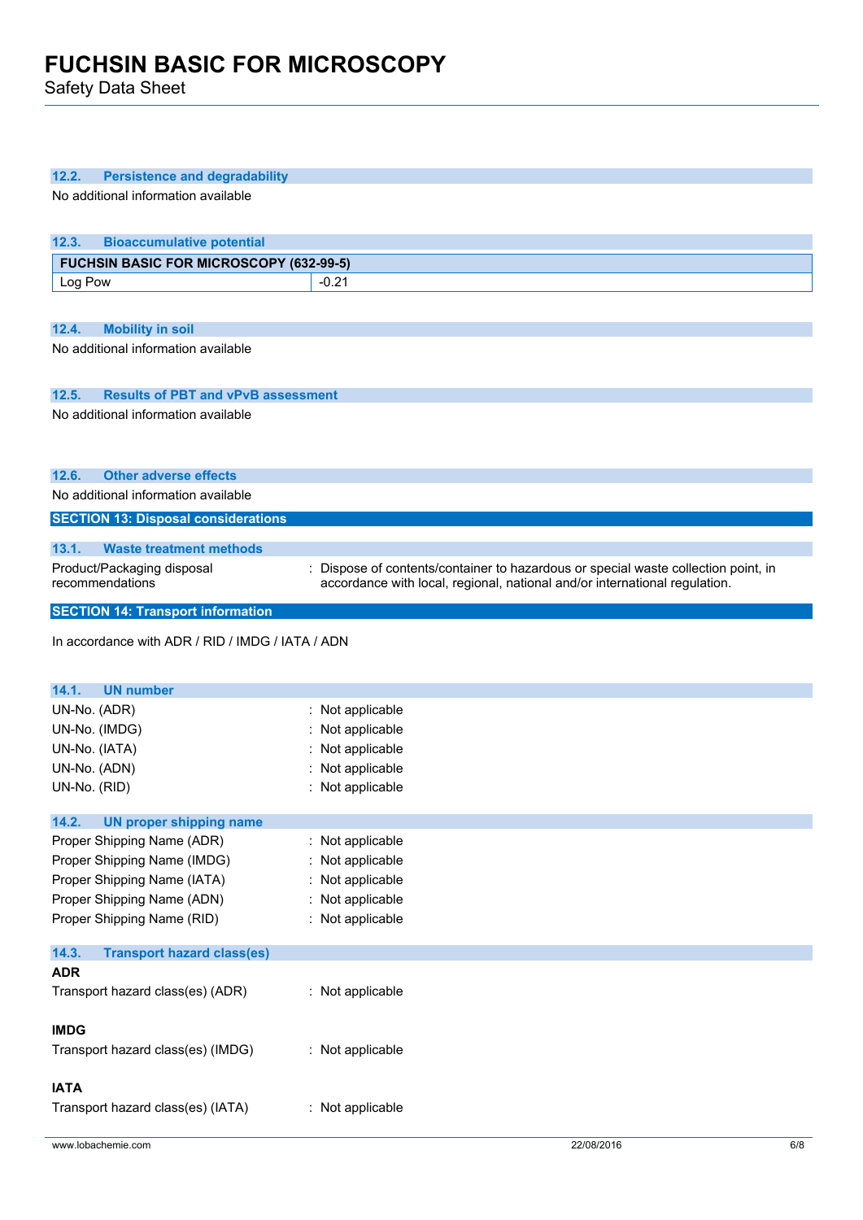### 12.2. Persistence and degradability

No additional information available

### 12.3. Bioaccumulative potential

| FUCHSIN BASIC FOR MICROSCOPY (632-99-5) | |
|---|---|
| Log Pow | -0.21 |

### 12.4. Mobility in soil

No additional information available

### 12.5. Results of PBT and vPvB assessment

No additional information available

### 12.6. Other adverse effects

No additional information available

## SECTION 13: Disposal considerations

### 13.1. Waste treatment methods

Product/Packaging disposal recommendations : Dispose of contents/container to hazardous or special waste collection point, in accordance with local, regional, national and/or international regulation.

## SECTION 14: Transport information

In accordance with ADR / RID / IMDG / IATA / ADN

### 14.1. UN number

UN-No. (ADR) : Not applicable
UN-No. (IMDG) : Not applicable
UN-No. (IATA) : Not applicable
UN-No. (ADN) : Not applicable
UN-No. (RID) : Not applicable

### 14.2. UN proper shipping name

Proper Shipping Name (ADR) : Not applicable
Proper Shipping Name (IMDG) : Not applicable
Proper Shipping Name (IATA) : Not applicable
Proper Shipping Name (ADN) : Not applicable
Proper Shipping Name (RID) : Not applicable

### 14.3. Transport hazard class(es)

**ADR**

Transport hazard class(es) (ADR) : Not applicable

**IMDG**

Transport hazard class(es) (IMDG) : Not applicable

**IATA**

Transport hazard class(es) (IATA) : Not applicable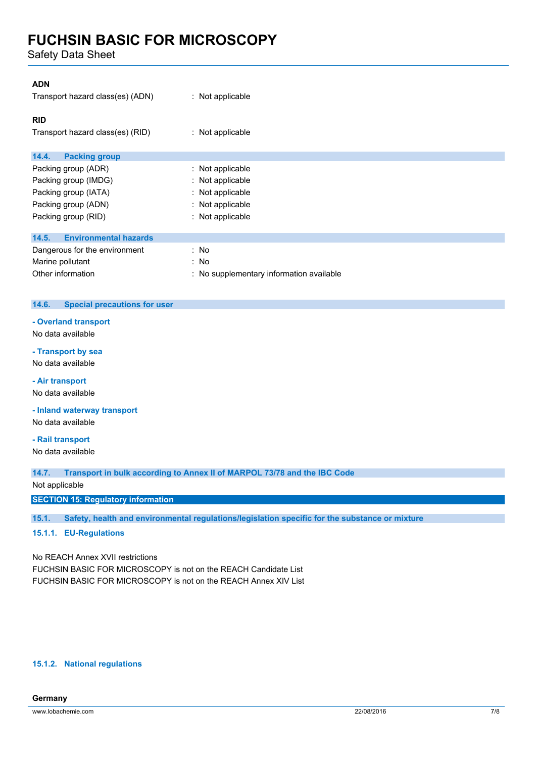**ADN**

| | |
|---|---|
| Transport hazard class(es) (ADN) | : Not applicable |

**RID**

| | |
|---|---|
| Transport hazard class(es) (RID) | : Not applicable |

### 14.4. Packing group

| | |
|---|---|
| Packing group (ADR) | : Not applicable |
| Packing group (IMDG) | : Not applicable |
| Packing group (IATA) | : Not applicable |
| Packing group (ADN) | : Not applicable |
| Packing group (RID) | : Not applicable |

### 14.5. Environmental hazards

| | |
|---|---|
| Dangerous for the environment | : No |
| Marine pollutant | : No |
| Other information | : No supplementary information available |

### 14.6. Special precautions for user

**- Overland transport**

No data available

**- Transport by sea**

No data available

**- Air transport**

No data available

**- Inland waterway transport**

No data available

**- Rail transport**

No data available

### 14.7. Transport in bulk according to Annex II of MARPOL 73/78 and the IBC Code

Not applicable

## SECTION 15: Regulatory information

### 15.1. Safety, health and environmental regulations/legislation specific for the substance or mixture

#### 15.1.1. EU-Regulations

No REACH Annex XVII restrictions

FUCHSIN BASIC FOR MICROSCOPY is not on the REACH Candidate List

FUCHSIN BASIC FOR MICROSCOPY is not on the REACH Annex XIV List

#### 15.1.2. National regulations

**Germany**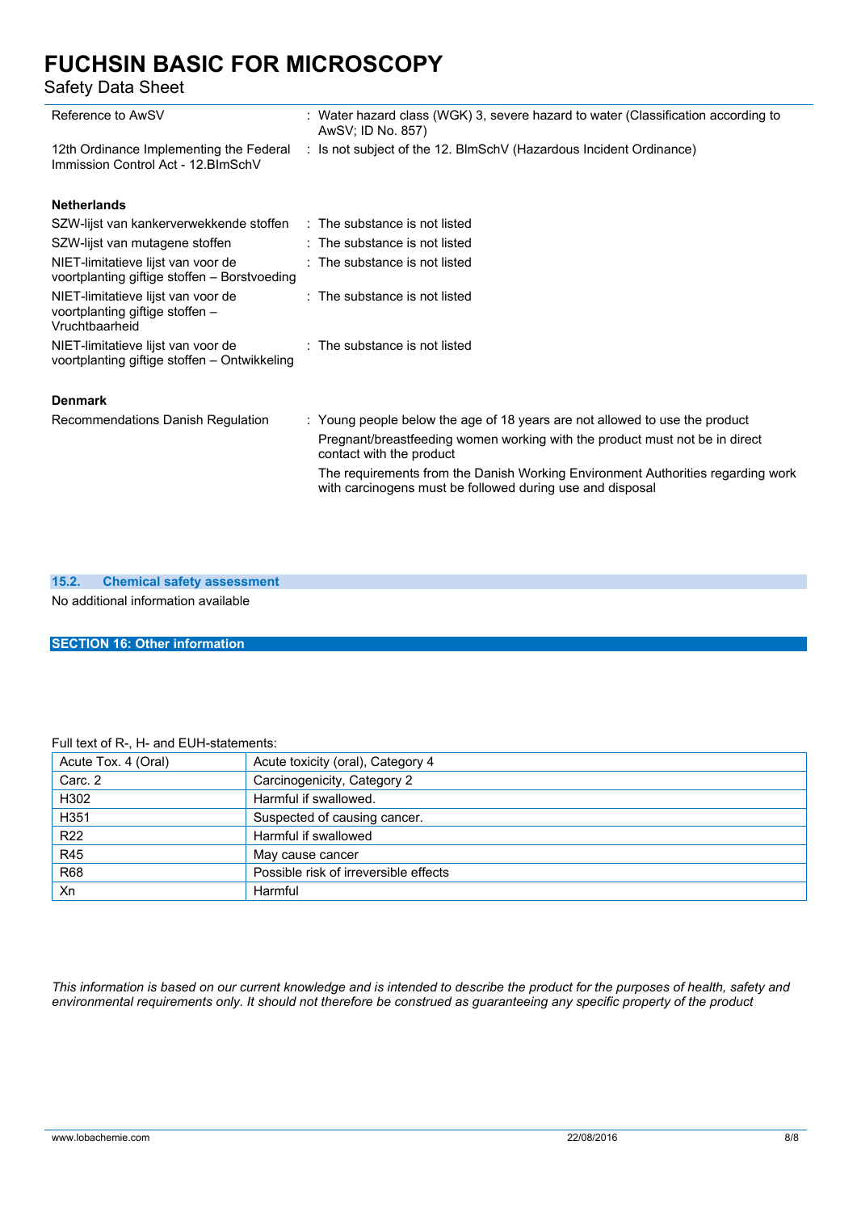| | |
|---|---|
| Reference to AwSV | : Water hazard class (WGK) 3, severe hazard to water (Classification according to AwSV; ID No. 857) |
| 12th Ordinance Implementing the Federal Immission Control Act - 12.BImSchV | : Is not subject of the 12. BlmSchV (Hazardous Incident Ordinance) |

**Netherlands**

| | |
|---|---|
| SZW-lijst van kankerverwekkende stoffen | : The substance is not listed |
| SZW-lijst van mutagene stoffen | : The substance is not listed |
| NIET-limitatieve lijst van voor de voortplanting giftige stoffen – Borstvoeding | : The substance is not listed |
| NIET-limitatieve lijst van voor de voortplanting giftige stoffen – Vruchtbaarheid | : The substance is not listed |
| NIET-limitatieve lijst van voor de voortplanting giftige stoffen – Ontwikkeling | : The substance is not listed |

**Denmark**

Recommendations Danish Regulation : Young people below the age of 18 years are not allowed to use the product

Pregnant/breastfeeding women working with the product must not be in direct contact with the product

The requirements from the Danish Working Environment Authorities regarding work with carcinogens must be followed during use and disposal

### 15.2. Chemical safety assessment

No additional information available

## SECTION 16: Other information

Full text of R-, H- and EUH-statements:

| | |
|---|---|
| Acute Tox. 4 (Oral) | Acute toxicity (oral), Category 4 |
| Carc. 2 | Carcinogenicity, Category 2 |
| H302 | Harmful if swallowed. |
| H351 | Suspected of causing cancer. |
| R22 | Harmful if swallowed |
| R45 | May cause cancer |
| R68 | Possible risk of irreversible effects |
| Xn | Harmful |

*This information is based on our current knowledge and is intended to describe the product for the purposes of health, safety and environmental requirements only. It should not therefore be construed as guaranteeing any specific property of the product*